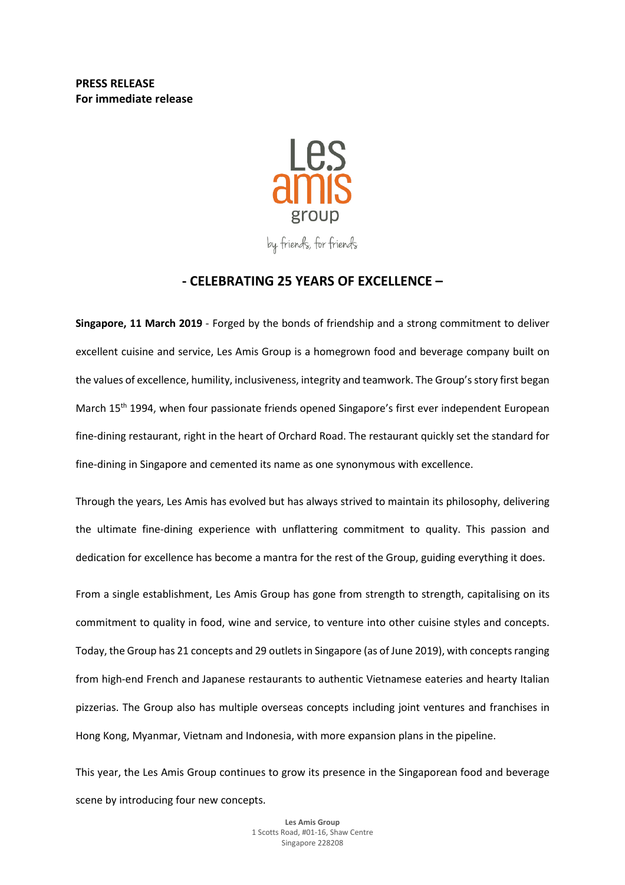**PRESS RELEASE**
**For immediate release**

Les amis group

by friends, for friends

## - CELEBRATING 25 YEARS OF EXCELLENCE –

**Singapore, 11 March 2019** - Forged by the bonds of friendship and a strong commitment to deliver excellent cuisine and service, Les Amis Group is a homegrown food and beverage company built on the values of excellence, humility, inclusiveness, integrity and teamwork. The Group's story first began March 15th 1994, when four passionate friends opened Singapore's first ever independent European fine-dining restaurant, right in the heart of Orchard Road. The restaurant quickly set the standard for fine-dining in Singapore and cemented its name as one synonymous with excellence.

Through the years, Les Amis has evolved but has always strived to maintain its philosophy, delivering the ultimate fine-dining experience with unflattering commitment to quality. This passion and dedication for excellence has become a mantra for the rest of the Group, guiding everything it does.

From a single establishment, Les Amis Group has gone from strength to strength, capitalising on its commitment to quality in food, wine and service, to venture into other cuisine styles and concepts. Today, the Group has 21 concepts and 29 outlets in Singapore (as of June 2019), with concepts ranging from high-end French and Japanese restaurants to authentic Vietnamese eateries and hearty Italian pizzerias. The Group also has multiple overseas concepts including joint ventures and franchises in Hong Kong, Myanmar, Vietnam and Indonesia, with more expansion plans in the pipeline.

This year, the Les Amis Group continues to grow its presence in the Singaporean food and beverage scene by introducing four new concepts.

**Les Amis Group**
1 Scotts Road, #01-16, Shaw Centre
Singapore 228208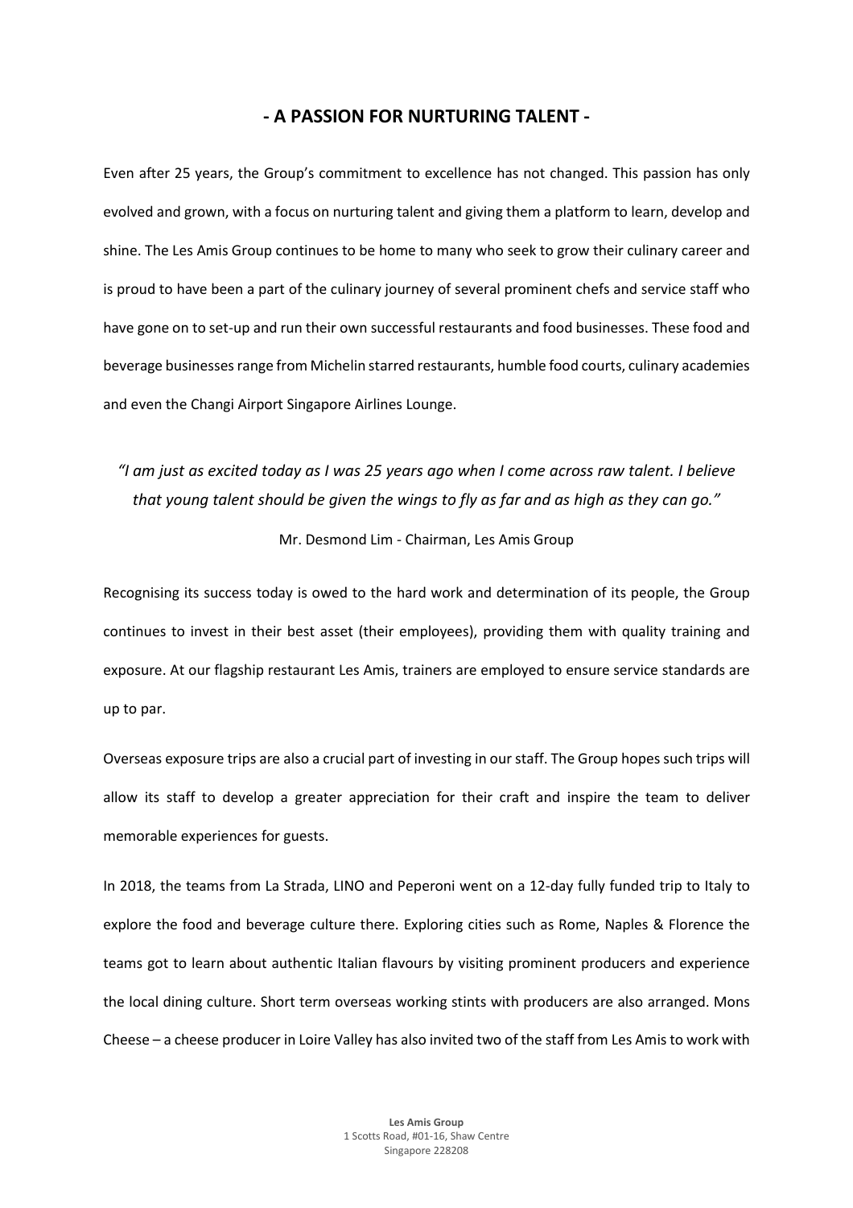## - A PASSION FOR NURTURING TALENT -

Even after 25 years, the Group's commitment to excellence has not changed. This passion has only evolved and grown, with a focus on nurturing talent and giving them a platform to learn, develop and shine. The Les Amis Group continues to be home to many who seek to grow their culinary career and is proud to have been a part of the culinary journey of several prominent chefs and service staff who have gone on to set-up and run their own successful restaurants and food businesses. These food and beverage businesses range from Michelin starred restaurants, humble food courts, culinary academies and even the Changi Airport Singapore Airlines Lounge.

*"I am just as excited today as I was 25 years ago when I come across raw talent. I believe that young talent should be given the wings to fly as far and as high as they can go."*

Mr. Desmond Lim - Chairman, Les Amis Group

Recognising its success today is owed to the hard work and determination of its people, the Group continues to invest in their best asset (their employees), providing them with quality training and exposure. At our flagship restaurant Les Amis, trainers are employed to ensure service standards are up to par.

Overseas exposure trips are also a crucial part of investing in our staff. The Group hopes such trips will allow its staff to develop a greater appreciation for their craft and inspire the team to deliver memorable experiences for guests.

In 2018, the teams from La Strada, LINO and Peperoni went on a 12-day fully funded trip to Italy to explore the food and beverage culture there. Exploring cities such as Rome, Naples & Florence the teams got to learn about authentic Italian flavours by visiting prominent producers and experience the local dining culture. Short term overseas working stints with producers are also arranged. Mons Cheese – a cheese producer in Loire Valley has also invited two of the staff from Les Amis to work with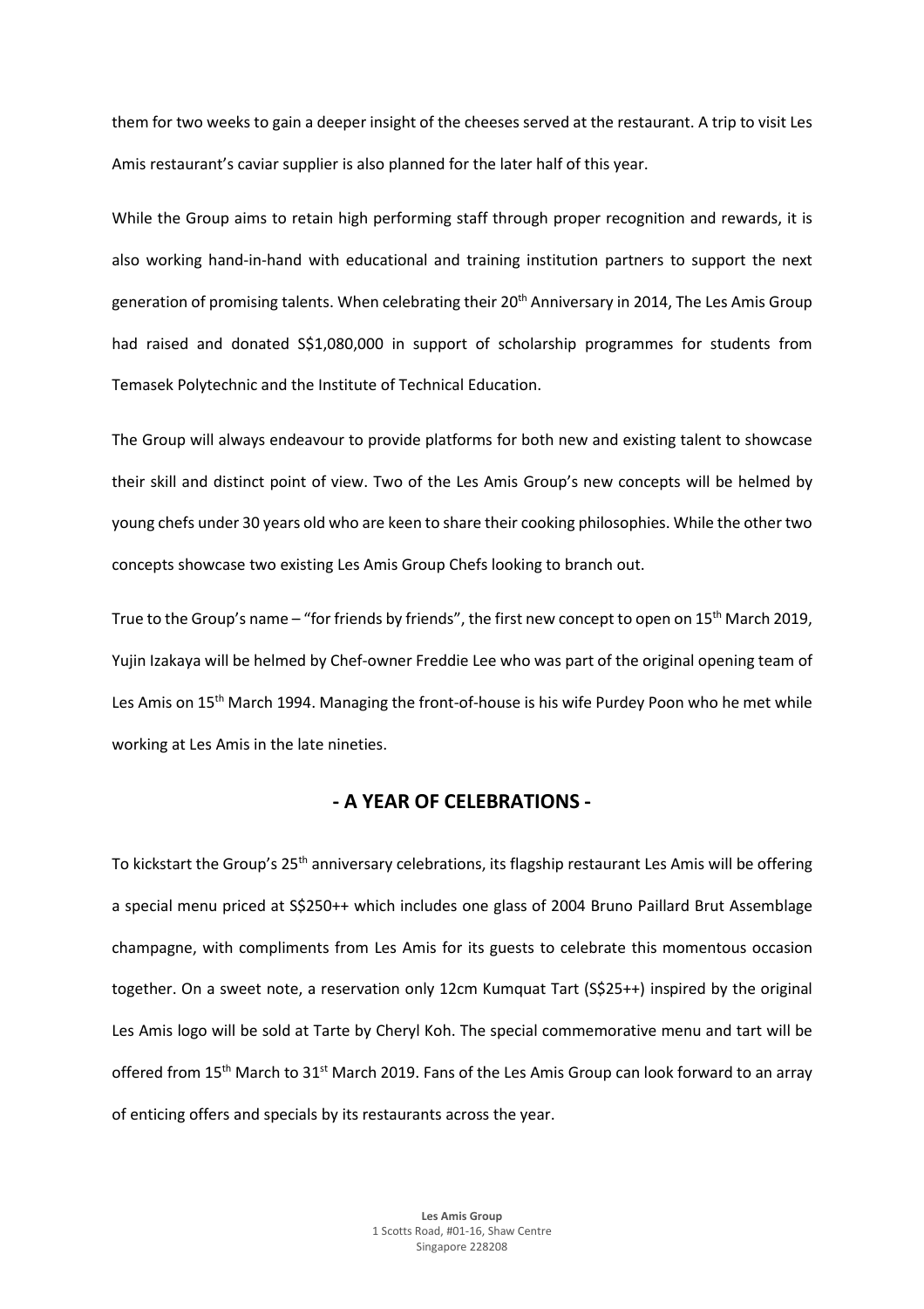them for two weeks to gain a deeper insight of the cheeses served at the restaurant. A trip to visit Les Amis restaurant's caviar supplier is also planned for the later half of this year.

While the Group aims to retain high performing staff through proper recognition and rewards, it is also working hand-in-hand with educational and training institution partners to support the next generation of promising talents. When celebrating their 20th Anniversary in 2014, The Les Amis Group had raised and donated S$1,080,000 in support of scholarship programmes for students from Temasek Polytechnic and the Institute of Technical Education.

The Group will always endeavour to provide platforms for both new and existing talent to showcase their skill and distinct point of view. Two of the Les Amis Group's new concepts will be helmed by young chefs under 30 years old who are keen to share their cooking philosophies. While the other two concepts showcase two existing Les Amis Group Chefs looking to branch out.

True to the Group's name – "for friends by friends", the first new concept to open on 15th March 2019, Yujin Izakaya will be helmed by Chef-owner Freddie Lee who was part of the original opening team of Les Amis on 15th March 1994. Managing the front-of-house is his wife Purdey Poon who he met while working at Les Amis in the late nineties.

## - A YEAR OF CELEBRATIONS -

To kickstart the Group's 25th anniversary celebrations, its flagship restaurant Les Amis will be offering a special menu priced at S$250++ which includes one glass of 2004 Bruno Paillard Brut Assemblage champagne, with compliments from Les Amis for its guests to celebrate this momentous occasion together. On a sweet note, a reservation only 12cm Kumquat Tart (S$25++) inspired by the original Les Amis logo will be sold at Tarte by Cheryl Koh. The special commemorative menu and tart will be offered from 15th March to 31st March 2019. Fans of the Les Amis Group can look forward to an array of enticing offers and specials by its restaurants across the year.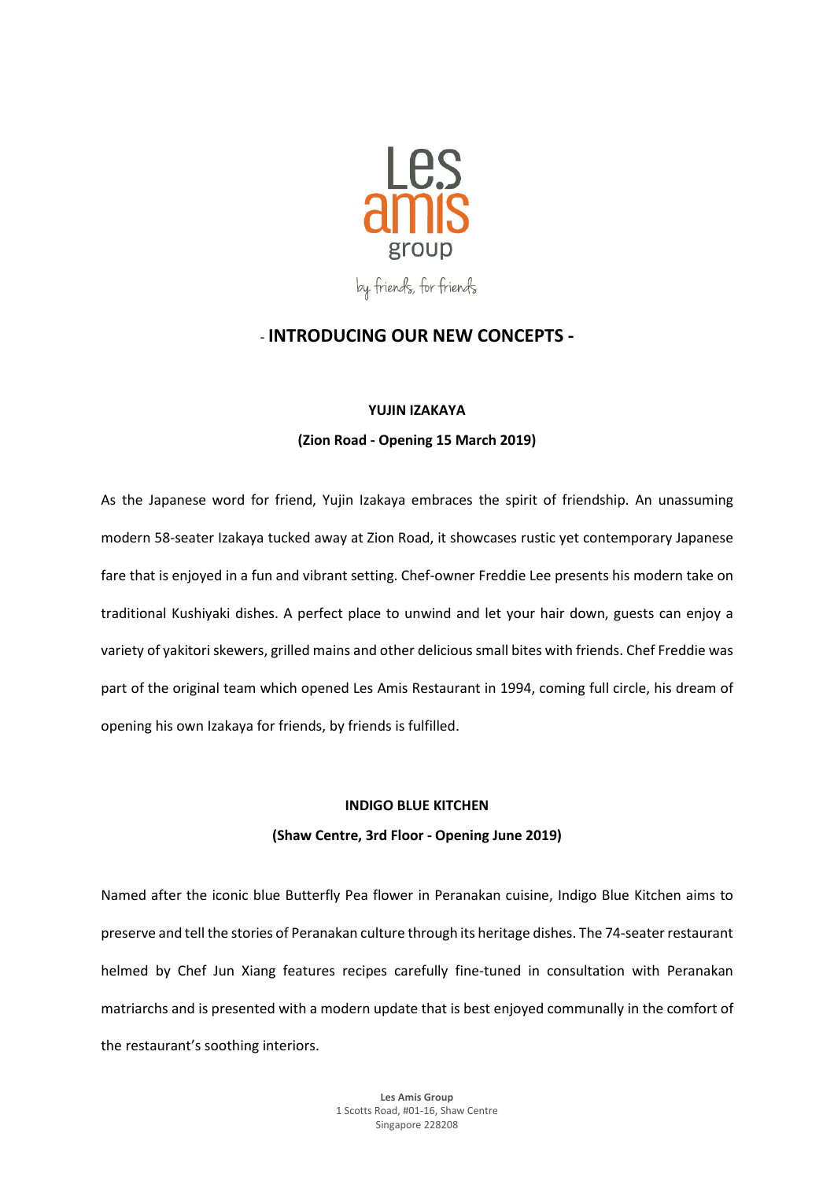Les amis group

by friends, for friends

## - INTRODUCING OUR NEW CONCEPTS -

### YUJIN IZAKAYA

**(Zion Road - Opening 15 March 2019)**

As the Japanese word for friend, Yujin Izakaya embraces the spirit of friendship. An unassuming modern 58-seater Izakaya tucked away at Zion Road, it showcases rustic yet contemporary Japanese fare that is enjoyed in a fun and vibrant setting. Chef-owner Freddie Lee presents his modern take on traditional Kushiyaki dishes. A perfect place to unwind and let your hair down, guests can enjoy a variety of yakitori skewers, grilled mains and other delicious small bites with friends. Chef Freddie was part of the original team which opened Les Amis Restaurant in 1994, coming full circle, his dream of opening his own Izakaya for friends, by friends is fulfilled.

### INDIGO BLUE KITCHEN

**(Shaw Centre, 3rd Floor - Opening June 2019)**

Named after the iconic blue Butterfly Pea flower in Peranakan cuisine, Indigo Blue Kitchen aims to preserve and tell the stories of Peranakan culture through its heritage dishes. The 74-seater restaurant helmed by Chef Jun Xiang features recipes carefully fine-tuned in consultation with Peranakan matriarchs and is presented with a modern update that is best enjoyed communally in the comfort of the restaurant's soothing interiors.

**Les Amis Group**
1 Scotts Road, #01-16, Shaw Centre
Singapore 228208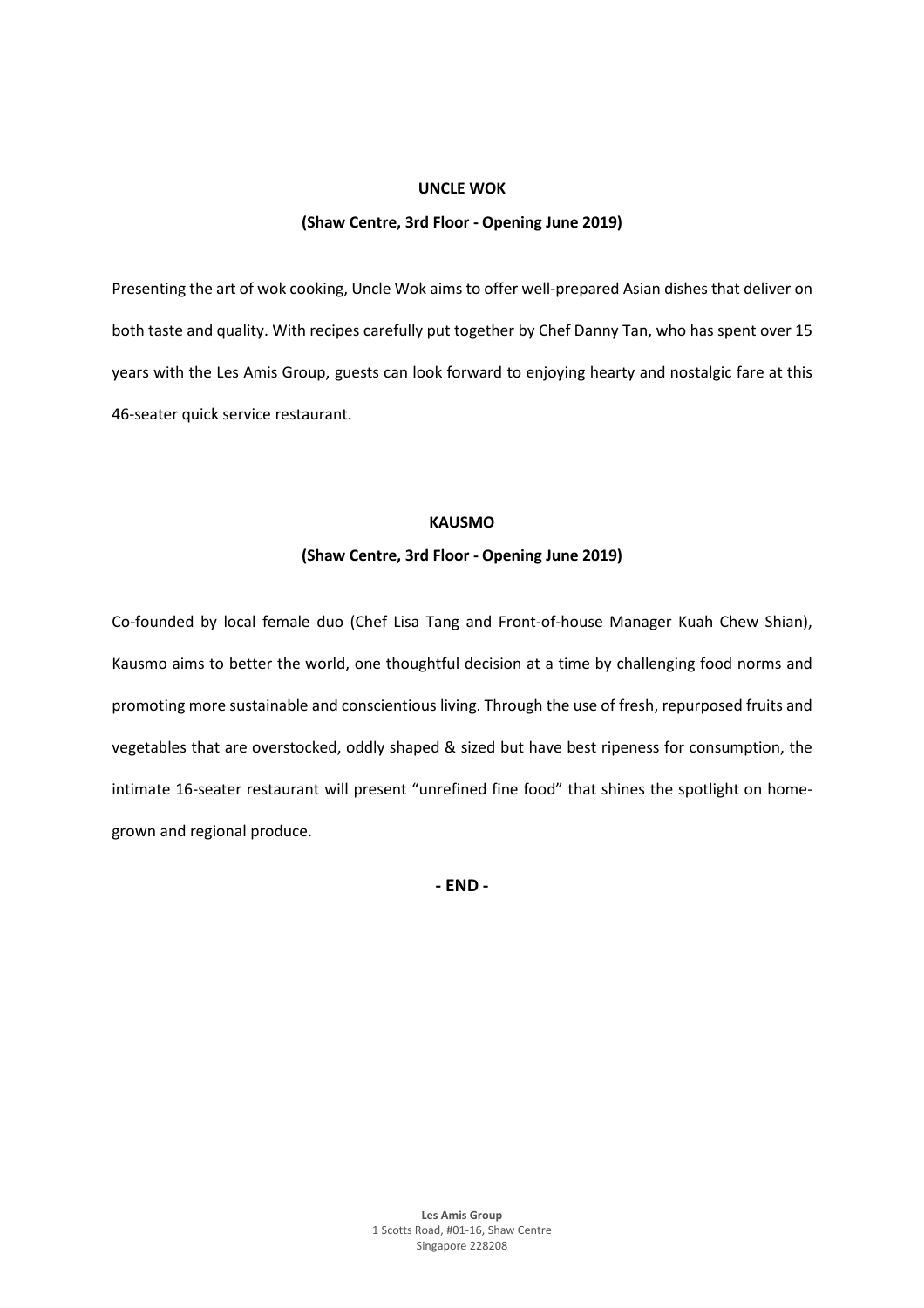**UNCLE WOK**

**(Shaw Centre, 3rd Floor - Opening June 2019)**

Presenting the art of wok cooking, Uncle Wok aims to offer well-prepared Asian dishes that deliver on both taste and quality. With recipes carefully put together by Chef Danny Tan, who has spent over 15 years with the Les Amis Group, guests can look forward to enjoying hearty and nostalgic fare at this 46-seater quick service restaurant.

**KAUSMO**

**(Shaw Centre, 3rd Floor - Opening June 2019)**

Co-founded by local female duo (Chef Lisa Tang and Front-of-house Manager Kuah Chew Shian), Kausmo aims to better the world, one thoughtful decision at a time by challenging food norms and promoting more sustainable and conscientious living. Through the use of fresh, repurposed fruits and vegetables that are overstocked, oddly shaped & sized but have best ripeness for consumption, the intimate 16-seater restaurant will present "unrefined fine food" that shines the spotlight on home-grown and regional produce.

**- END -**

**Les Amis Group**
1 Scotts Road, #01-16, Shaw Centre
Singapore 228208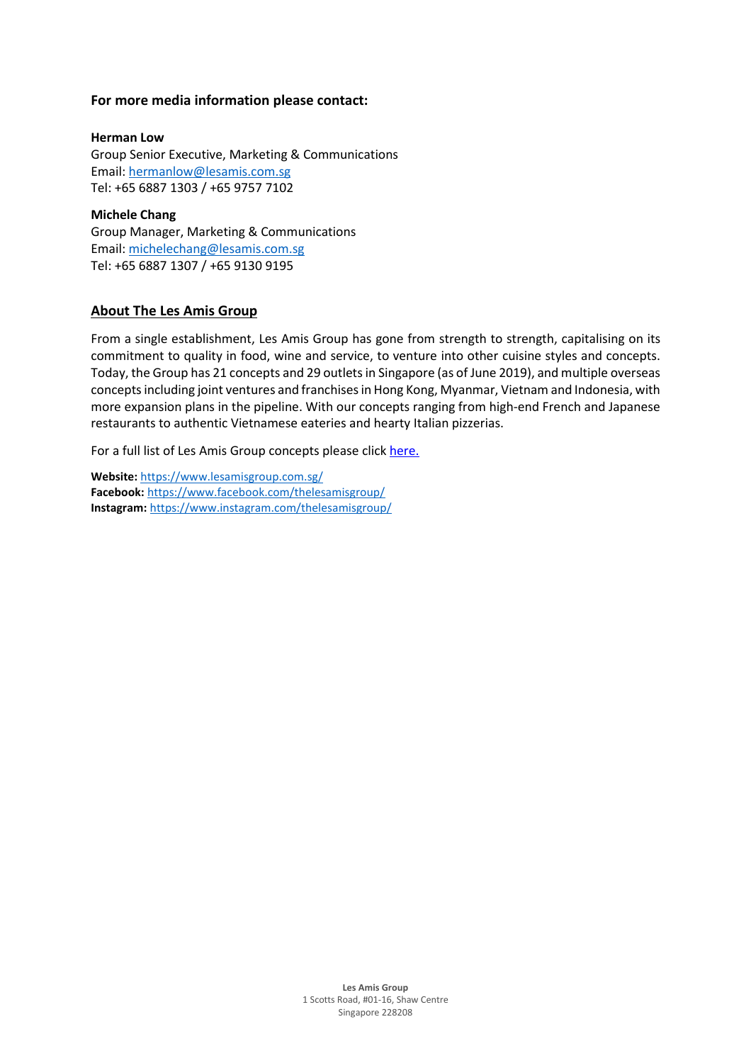**For more media information please contact:**

**Herman Low**
Group Senior Executive, Marketing & Communications
Email: hermanlow@lesamis.com.sg
Tel: +65 6887 1303 / +65 9757 7102

**Michele Chang**
Group Manager, Marketing & Communications
Email: michelechang@lesamis.com.sg
Tel: +65 6887 1307 / +65 9130 9195

## About The Les Amis Group

From a single establishment, Les Amis Group has gone from strength to strength, capitalising on its commitment to quality in food, wine and service, to venture into other cuisine styles and concepts. Today, the Group has 21 concepts and 29 outlets in Singapore (as of June 2019), and multiple overseas concepts including joint ventures and franchises in Hong Kong, Myanmar, Vietnam and Indonesia, with more expansion plans in the pipeline. With our concepts ranging from high-end French and Japanese restaurants to authentic Vietnamese eateries and hearty Italian pizzerias.

For a full list of Les Amis Group concepts please click here.

**Website:** https://www.lesamisgroup.com.sg/
**Facebook:** https://www.facebook.com/thelesamisgroup/
**Instagram:** https://www.instagram.com/thelesamisgroup/

**Les Amis Group**
1 Scotts Road, #01-16, Shaw Centre
Singapore 228208